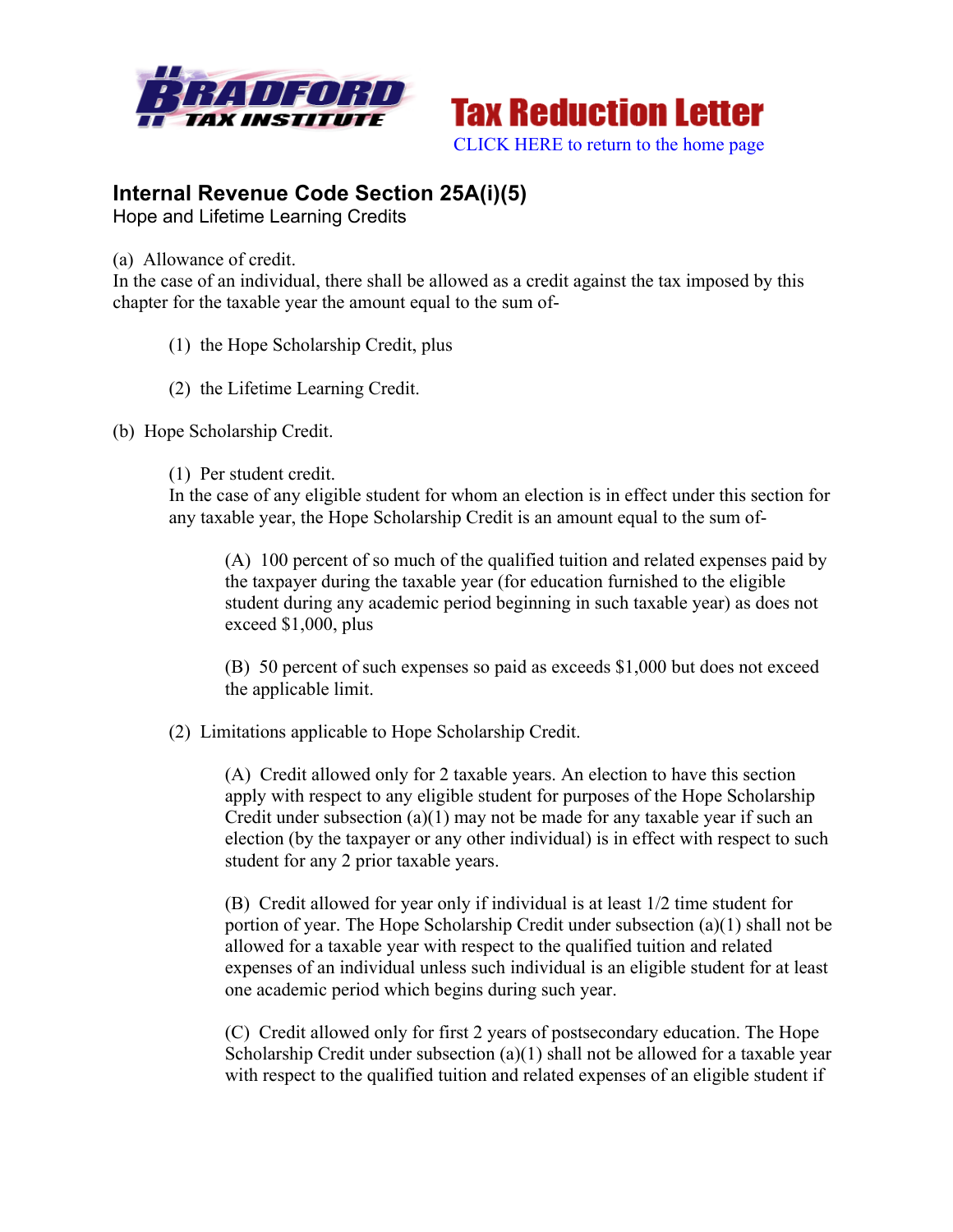**Tax Reduction Letter**

CLICK HERE to return to the home page

## Internal Revenue Code Section 25A(i)(5)

Hope and Lifetime Learning Credits

(a) Allowance of credit.
In the case of an individual, there shall be allowed as a credit against the tax imposed by this chapter for the taxable year the amount equal to the sum of-

(1) the Hope Scholarship Credit, plus

(2) the Lifetime Learning Credit.

(b) Hope Scholarship Credit.

(1) Per student credit.
In the case of any eligible student for whom an election is in effect under this section for any taxable year, the Hope Scholarship Credit is an amount equal to the sum of-

(A) 100 percent of so much of the qualified tuition and related expenses paid by the taxpayer during the taxable year (for education furnished to the eligible student during any academic period beginning in such taxable year) as does not exceed $1,000, plus

(B) 50 percent of such expenses so paid as exceeds $1,000 but does not exceed the applicable limit.

(2) Limitations applicable to Hope Scholarship Credit.

(A) Credit allowed only for 2 taxable years. An election to have this section apply with respect to any eligible student for purposes of the Hope Scholarship Credit under subsection (a)(1) may not be made for any taxable year if such an election (by the taxpayer or any other individual) is in effect with respect to such student for any 2 prior taxable years.

(B) Credit allowed for year only if individual is at least 1/2 time student for portion of year. The Hope Scholarship Credit under subsection (a)(1) shall not be allowed for a taxable year with respect to the qualified tuition and related expenses of an individual unless such individual is an eligible student for at least one academic period which begins during such year.

(C) Credit allowed only for first 2 years of postsecondary education. The Hope Scholarship Credit under subsection (a)(1) shall not be allowed for a taxable year with respect to the qualified tuition and related expenses of an eligible student if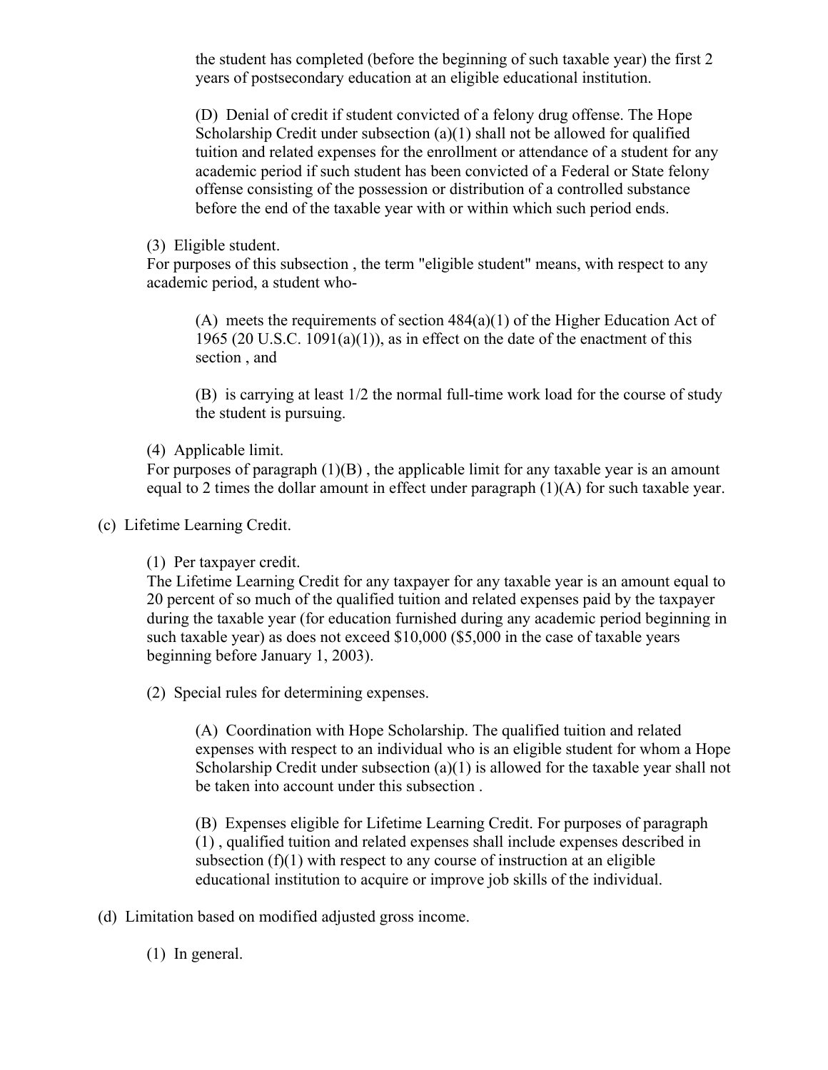the student has completed (before the beginning of such taxable year) the first 2 years of postsecondary education at an eligible educational institution.

(D) Denial of credit if student convicted of a felony drug offense. The Hope Scholarship Credit under subsection (a)(1) shall not be allowed for qualified tuition and related expenses for the enrollment or attendance of a student for any academic period if such student has been convicted of a Federal or State felony offense consisting of the possession or distribution of a controlled substance before the end of the taxable year with or within which such period ends.

(3) Eligible student.
For purposes of this subsection , the term "eligible student" means, with respect to any academic period, a student who-

(A) meets the requirements of section 484(a)(1) of the Higher Education Act of 1965 (20 U.S.C. 1091(a)(1)), as in effect on the date of the enactment of this section , and

(B) is carrying at least 1/2 the normal full-time work load for the course of study the student is pursuing.

(4) Applicable limit.
For purposes of paragraph (1)(B) , the applicable limit for any taxable year is an amount equal to 2 times the dollar amount in effect under paragraph (1)(A) for such taxable year.

(c) Lifetime Learning Credit.

(1) Per taxpayer credit.
The Lifetime Learning Credit for any taxpayer for any taxable year is an amount equal to 20 percent of so much of the qualified tuition and related expenses paid by the taxpayer during the taxable year (for education furnished during any academic period beginning in such taxable year) as does not exceed $10,000 ($5,000 in the case of taxable years beginning before January 1, 2003).

(2) Special rules for determining expenses.

(A) Coordination with Hope Scholarship. The qualified tuition and related expenses with respect to an individual who is an eligible student for whom a Hope Scholarship Credit under subsection (a)(1) is allowed for the taxable year shall not be taken into account under this subsection .

(B) Expenses eligible for Lifetime Learning Credit. For purposes of paragraph (1) , qualified tuition and related expenses shall include expenses described in subsection (f)(1) with respect to any course of instruction at an eligible educational institution to acquire or improve job skills of the individual.

(d) Limitation based on modified adjusted gross income.

(1) In general.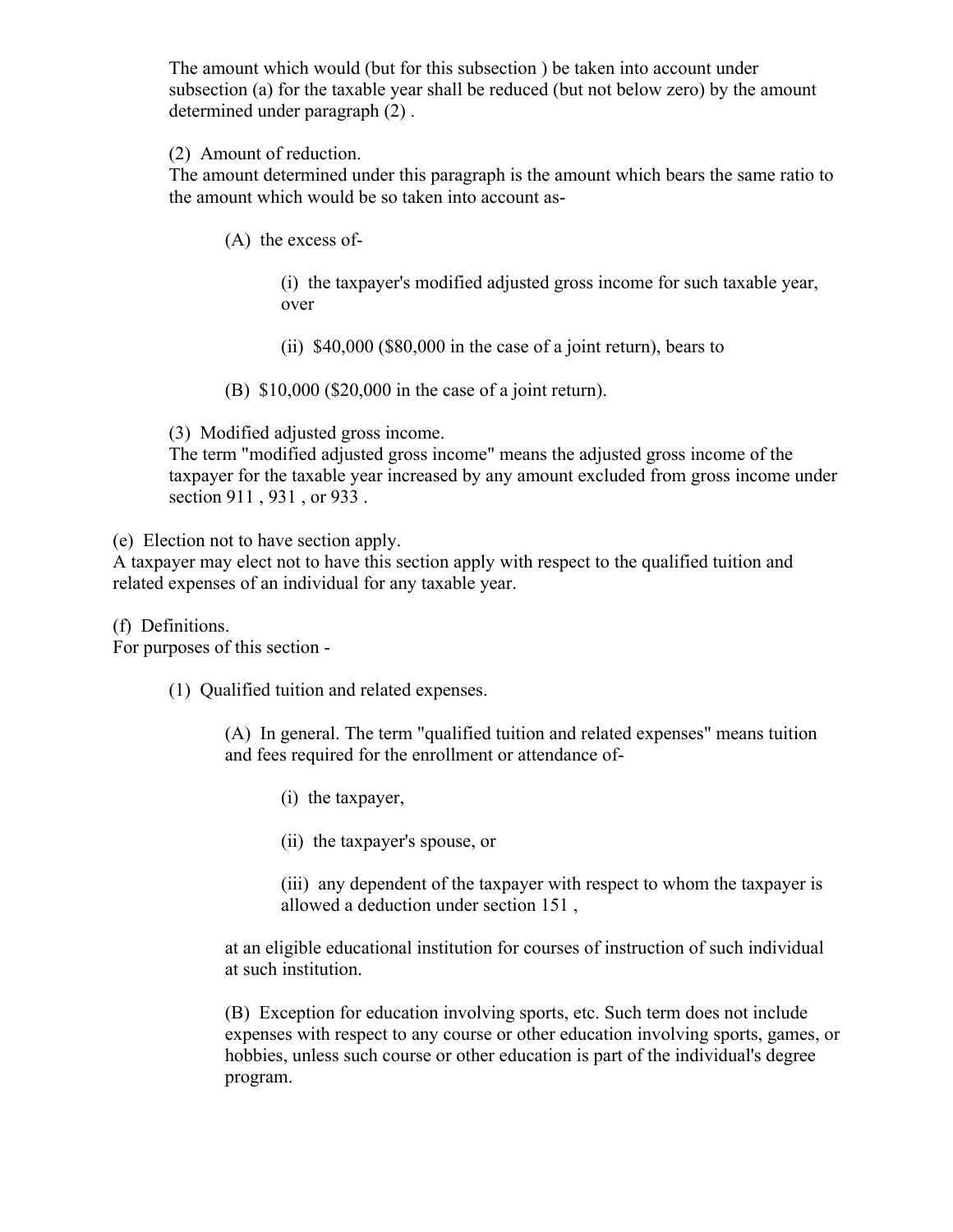The amount which would (but for this subsection ) be taken into account under subsection (a) for the taxable year shall be reduced (but not below zero) by the amount determined under paragraph (2) .

(2) Amount of reduction.
The amount determined under this paragraph is the amount which bears the same ratio to the amount which would be so taken into account as-

(A) the excess of-

(i) the taxpayer's modified adjusted gross income for such taxable year, over

(ii) $40,000 ($80,000 in the case of a joint return), bears to

(B) $10,000 ($20,000 in the case of a joint return).

(3) Modified adjusted gross income.
The term "modified adjusted gross income" means the adjusted gross income of the taxpayer for the taxable year increased by any amount excluded from gross income under section 911 , 931 , or 933 .

(e) Election not to have section apply.
A taxpayer may elect not to have this section apply with respect to the qualified tuition and related expenses of an individual for any taxable year.

(f) Definitions.
For purposes of this section -

(1) Qualified tuition and related expenses.

(A) In general. The term "qualified tuition and related expenses" means tuition and fees required for the enrollment or attendance of-

(i) the taxpayer,

(ii) the taxpayer's spouse, or

(iii) any dependent of the taxpayer with respect to whom the taxpayer is allowed a deduction under section 151 ,

at an eligible educational institution for courses of instruction of such individual at such institution.

(B) Exception for education involving sports, etc. Such term does not include expenses with respect to any course or other education involving sports, games, or hobbies, unless such course or other education is part of the individual's degree program.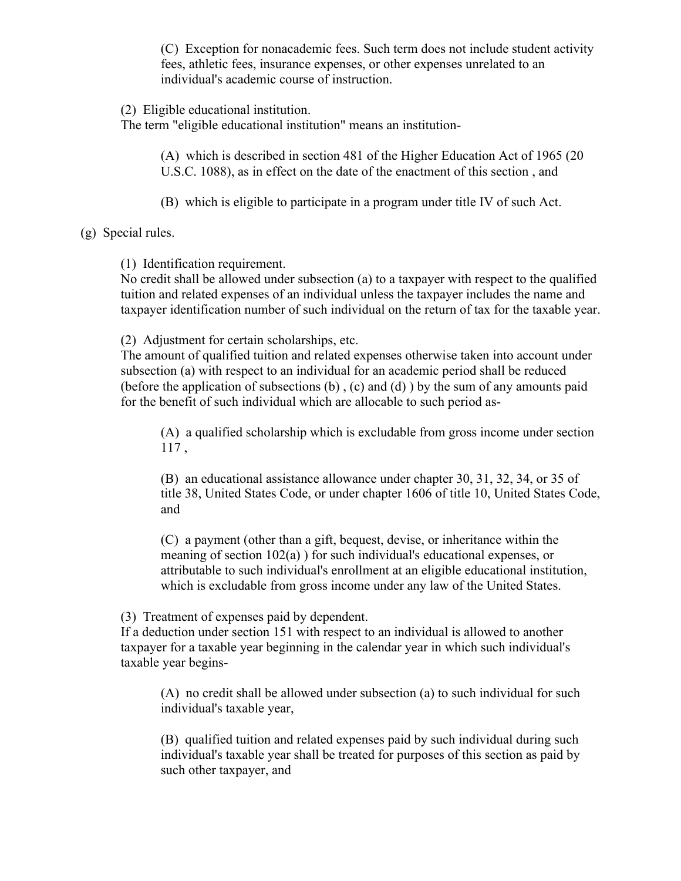(C) Exception for nonacademic fees. Such term does not include student activity fees, athletic fees, insurance expenses, or other expenses unrelated to an individual's academic course of instruction.

(2) Eligible educational institution.
The term "eligible educational institution" means an institution-

(A) which is described in section 481 of the Higher Education Act of 1965 (20 U.S.C. 1088), as in effect on the date of the enactment of this section , and

(B) which is eligible to participate in a program under title IV of such Act.

(g) Special rules.

(1) Identification requirement.
No credit shall be allowed under subsection (a) to a taxpayer with respect to the qualified tuition and related expenses of an individual unless the taxpayer includes the name and taxpayer identification number of such individual on the return of tax for the taxable year.

(2) Adjustment for certain scholarships, etc.
The amount of qualified tuition and related expenses otherwise taken into account under subsection (a) with respect to an individual for an academic period shall be reduced (before the application of subsections (b) , (c) and (d) ) by the sum of any amounts paid for the benefit of such individual which are allocable to such period as-

(A) a qualified scholarship which is excludable from gross income under section 117 ,

(B) an educational assistance allowance under chapter 30, 31, 32, 34, or 35 of title 38, United States Code, or under chapter 1606 of title 10, United States Code, and

(C) a payment (other than a gift, bequest, devise, or inheritance within the meaning of section 102(a) ) for such individual's educational expenses, or attributable to such individual's enrollment at an eligible educational institution, which is excludable from gross income under any law of the United States.

(3) Treatment of expenses paid by dependent.
If a deduction under section 151 with respect to an individual is allowed to another taxpayer for a taxable year beginning in the calendar year in which such individual's taxable year begins-

(A) no credit shall be allowed under subsection (a) to such individual for such individual's taxable year,

(B) qualified tuition and related expenses paid by such individual during such individual's taxable year shall be treated for purposes of this section as paid by such other taxpayer, and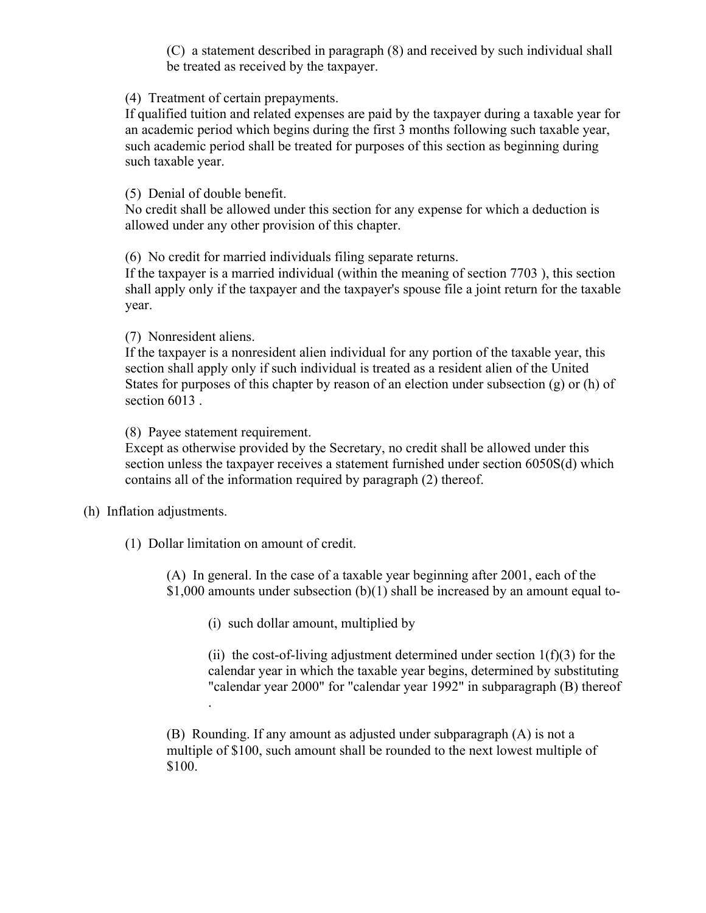(C) a statement described in paragraph (8) and received by such individual shall be treated as received by the taxpayer.

(4) Treatment of certain prepayments.
If qualified tuition and related expenses are paid by the taxpayer during a taxable year for an academic period which begins during the first 3 months following such taxable year, such academic period shall be treated for purposes of this section as beginning during such taxable year.

(5) Denial of double benefit.
No credit shall be allowed under this section for any expense for which a deduction is allowed under any other provision of this chapter.

(6) No credit for married individuals filing separate returns.
If the taxpayer is a married individual (within the meaning of section 7703 ), this section shall apply only if the taxpayer and the taxpayer's spouse file a joint return for the taxable year.

(7) Nonresident aliens.
If the taxpayer is a nonresident alien individual for any portion of the taxable year, this section shall apply only if such individual is treated as a resident alien of the United States for purposes of this chapter by reason of an election under subsection (g) or (h) of section 6013 .

(8) Payee statement requirement.
Except as otherwise provided by the Secretary, no credit shall be allowed under this section unless the taxpayer receives a statement furnished under section 6050S(d) which contains all of the information required by paragraph (2) thereof.

(h) Inflation adjustments.

(1) Dollar limitation on amount of credit.

(A) In general. In the case of a taxable year beginning after 2001, each of the $1,000 amounts under subsection (b)(1) shall be increased by an amount equal to-

(i) such dollar amount, multiplied by

(ii) the cost-of-living adjustment determined under section 1(f)(3) for the calendar year in which the taxable year begins, determined by substituting "calendar year 2000" for "calendar year 1992" in subparagraph (B) thereof .

(B) Rounding. If any amount as adjusted under subparagraph (A) is not a multiple of $100, such amount shall be rounded to the next lowest multiple of $100.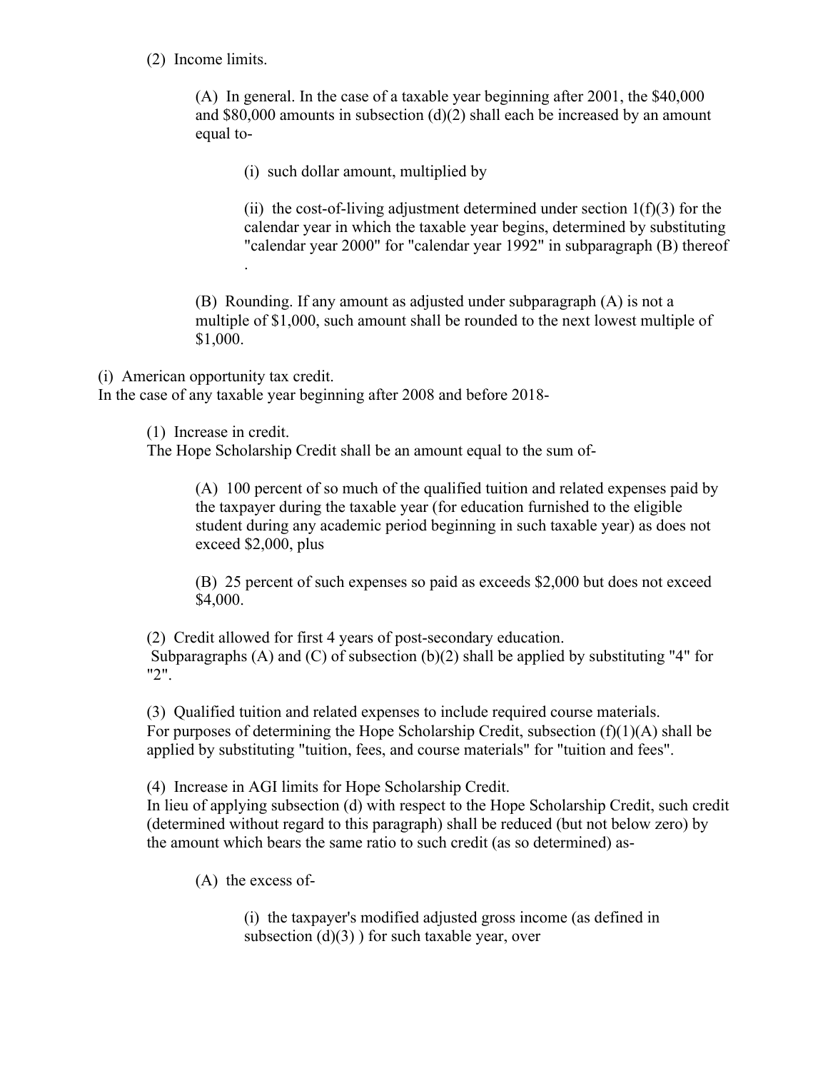(2) Income limits.

(A) In general. In the case of a taxable year beginning after 2001, the $40,000 and $80,000 amounts in subsection (d)(2) shall each be increased by an amount equal to-

(i) such dollar amount, multiplied by

(ii) the cost-of-living adjustment determined under section 1(f)(3) for the calendar year in which the taxable year begins, determined by substituting "calendar year 2000" for "calendar year 1992" in subparagraph (B) thereof .

(B) Rounding. If any amount as adjusted under subparagraph (A) is not a multiple of $1,000, such amount shall be rounded to the next lowest multiple of $1,000.

(i) American opportunity tax credit.
In the case of any taxable year beginning after 2008 and before 2018-

(1) Increase in credit.
The Hope Scholarship Credit shall be an amount equal to the sum of-

(A) 100 percent of so much of the qualified tuition and related expenses paid by the taxpayer during the taxable year (for education furnished to the eligible student during any academic period beginning in such taxable year) as does not exceed $2,000, plus

(B) 25 percent of such expenses so paid as exceeds $2,000 but does not exceed $4,000.

(2) Credit allowed for first 4 years of post-secondary education.
Subparagraphs (A) and (C) of subsection (b)(2) shall be applied by substituting "4" for "2".

(3) Qualified tuition and related expenses to include required course materials.
For purposes of determining the Hope Scholarship Credit, subsection (f)(1)(A) shall be applied by substituting "tuition, fees, and course materials" for "tuition and fees".

(4) Increase in AGI limits for Hope Scholarship Credit.
In lieu of applying subsection (d) with respect to the Hope Scholarship Credit, such credit (determined without regard to this paragraph) shall be reduced (but not below zero) by the amount which bears the same ratio to such credit (as so determined) as-

(A) the excess of-

(i) the taxpayer's modified adjusted gross income (as defined in subsection (d)(3) ) for such taxable year, over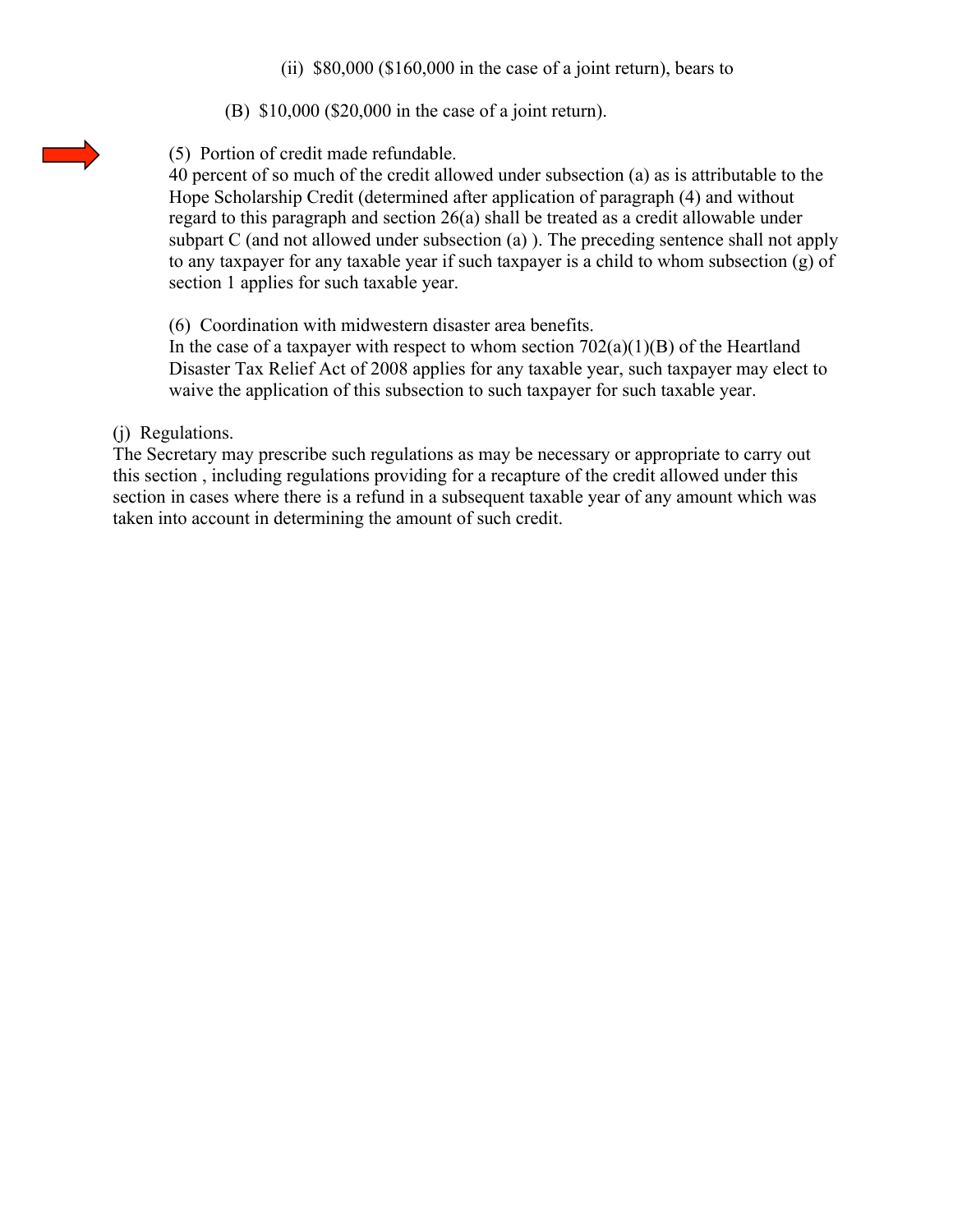(ii) $80,000 ($160,000 in the case of a joint return), bears to

(B) $10,000 ($20,000 in the case of a joint return).

(5) Portion of credit made refundable.
40 percent of so much of the credit allowed under subsection (a) as is attributable to the Hope Scholarship Credit (determined after application of paragraph (4) and without regard to this paragraph and section 26(a) shall be treated as a credit allowable under subpart C (and not allowed under subsection (a) ). The preceding sentence shall not apply to any taxpayer for any taxable year if such taxpayer is a child to whom subsection (g) of section 1 applies for such taxable year.

(6) Coordination with midwestern disaster area benefits.
In the case of a taxpayer with respect to whom section 702(a)(1)(B) of the Heartland Disaster Tax Relief Act of 2008 applies for any taxable year, such taxpayer may elect to waive the application of this subsection to such taxpayer for such taxable year.

(j) Regulations.
The Secretary may prescribe such regulations as may be necessary or appropriate to carry out this section , including regulations providing for a recapture of the credit allowed under this section in cases where there is a refund in a subsequent taxable year of any amount which was taken into account in determining the amount of such credit.